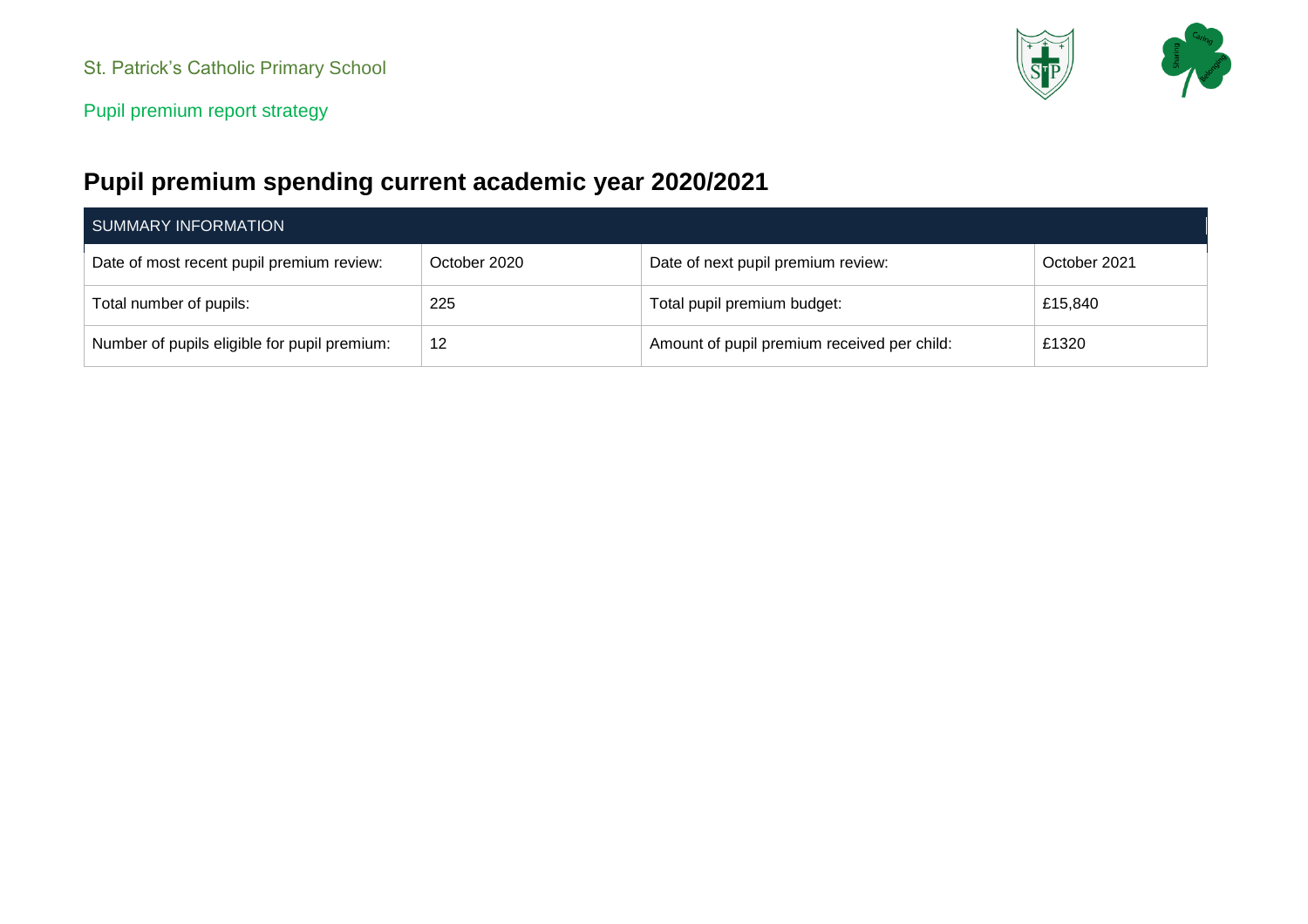St. Patrick's Catholic Primary School

Pupil premium report strategy

# Pupil premium spending current academic year 2020/2021

| SUMMARY INFORMATION | | | |
| --- | --- | --- | --- |
| Date of most recent pupil premium review: | October 2020 | Date of next pupil premium review: | October 2021 |
| Total number of pupils: | 225 | Total pupil premium budget: | £15,840 |
| Number of pupils eligible for pupil premium: | 12 | Amount of pupil premium received per child: | £1320 |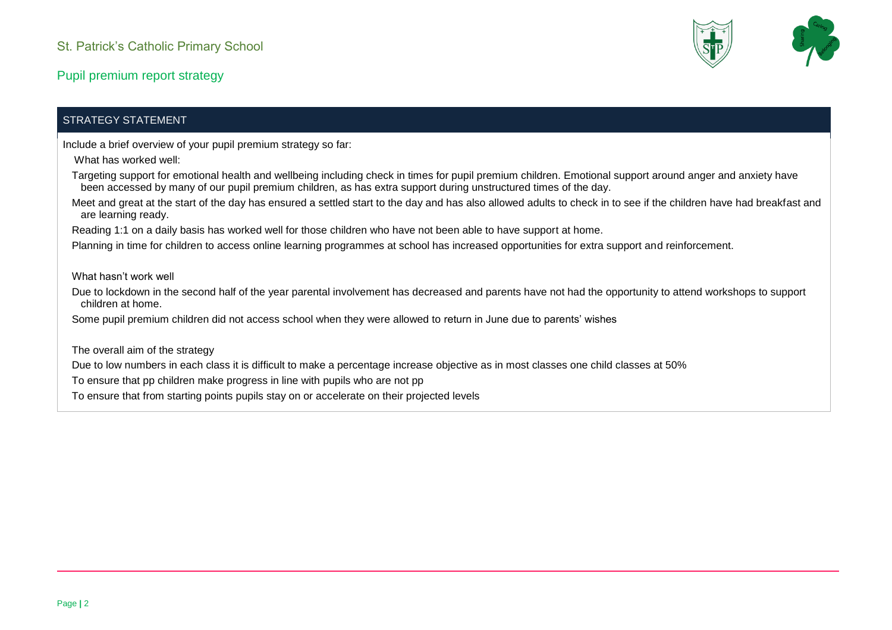St. Patrick's Catholic Primary School

Pupil premium report strategy

## STRATEGY STATEMENT

Include a brief overview of your pupil premium strategy so far:

What has worked well:

Targeting support for emotional health and wellbeing including check in times for pupil premium children. Emotional support around anger and anxiety have been accessed by many of our pupil premium children, as has extra support during unstructured times of the day.

Meet and great at the start of the day has ensured a settled start to the day and has also allowed adults to check in to see if the children have had breakfast and are learning ready.

Reading 1:1 on a daily basis has worked well for those children who have not been able to have support at home.

Planning in time for children to access online learning programmes at school has increased opportunities for extra support and reinforcement.

What hasn't work well

Due to lockdown in the second half of the year parental involvement has decreased and parents have not had the opportunity to attend workshops to support children at home.

Some pupil premium children did not access school when they were allowed to return in June due to parents' wishes

The overall aim of the strategy

Due to low numbers in each class it is difficult to make a percentage increase objective as in most classes one child classes at 50%

To ensure that pp children make progress in line with pupils who are not pp

To ensure that from starting points pupils stay on or accelerate on their projected levels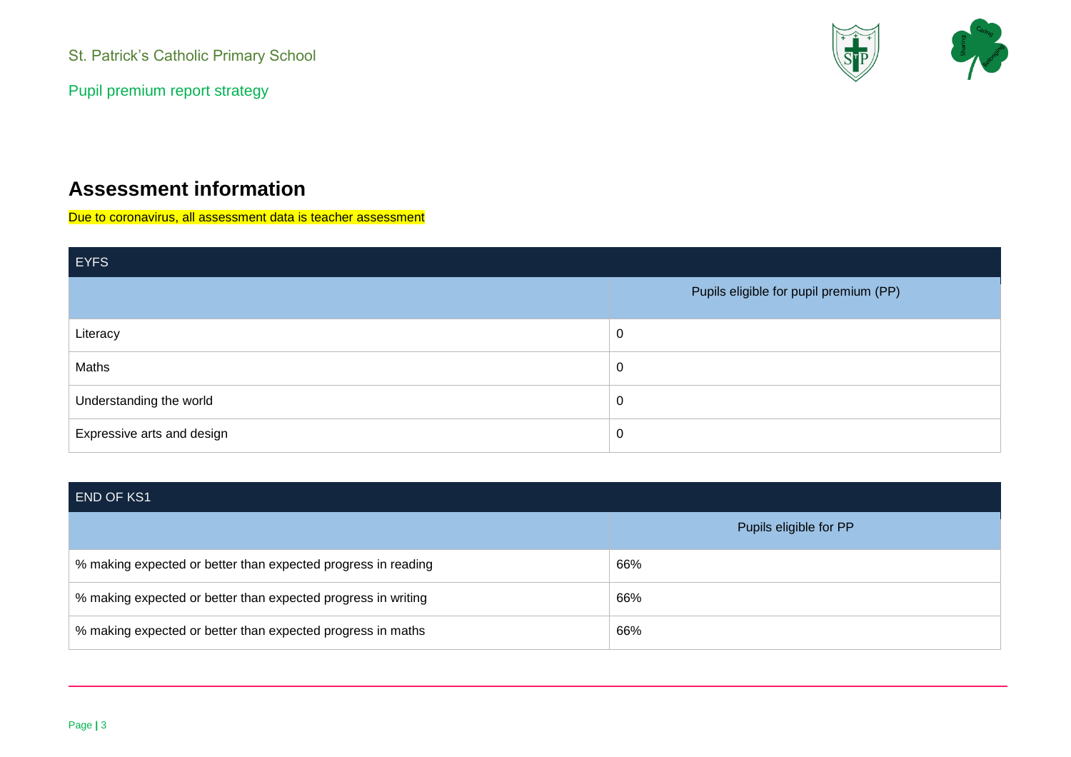## Assessment information

Due to coronavirus, all assessment data is teacher assessment

| EYFS | |
|---|---|
| | Pupils eligible for pupil premium (PP) |
| Literacy | 0 |
| Maths | 0 |
| Understanding the world | 0 |
| Expressive arts and design | 0 |

| END OF KS1 | |
|---|---|
| | Pupils eligible for PP |
| % making expected or better than expected progress in reading | 66% |
| % making expected or better than expected progress in writing | 66% |
| % making expected or better than expected progress in maths | 66% |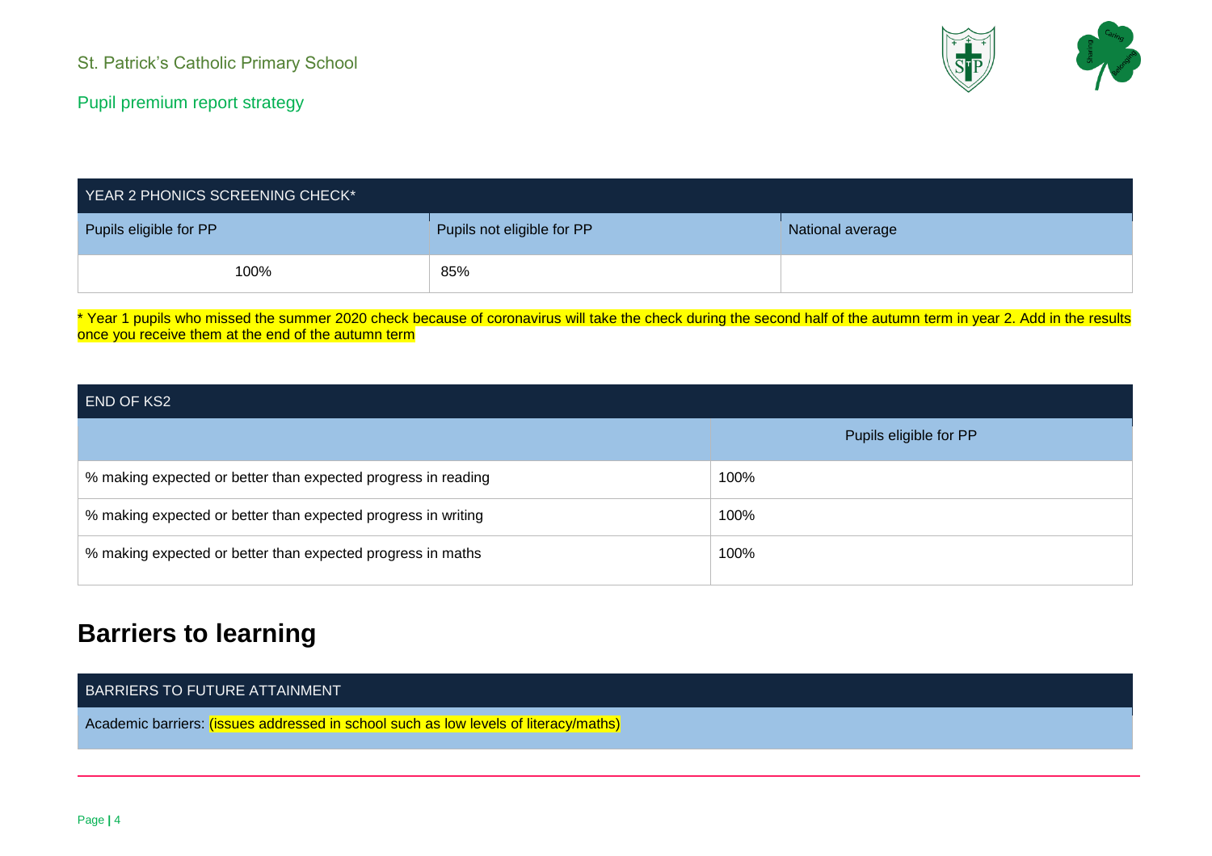| YEAR 2 PHONICS SCREENING CHECK* | | |
|---|---|---|
| Pupils eligible for PP | Pupils not eligible for PP | National average |
| 100% | 85% | |

* Year 1 pupils who missed the summer 2020 check because of coronavirus will take the check during the second half of the autumn term in year 2. Add in the results once you receive them at the end of the autumn term

| END OF KS2 | |
|---|---|
| | Pupils eligible for PP |
| % making expected or better than expected progress in reading | 100% |
| % making expected or better than expected progress in writing | 100% |
| % making expected or better than expected progress in maths | 100% |

## Barriers to learning

| BARRIERS TO FUTURE ATTAINMENT |
|---|
| Academic barriers: (issues addressed in school such as low levels of literacy/maths) |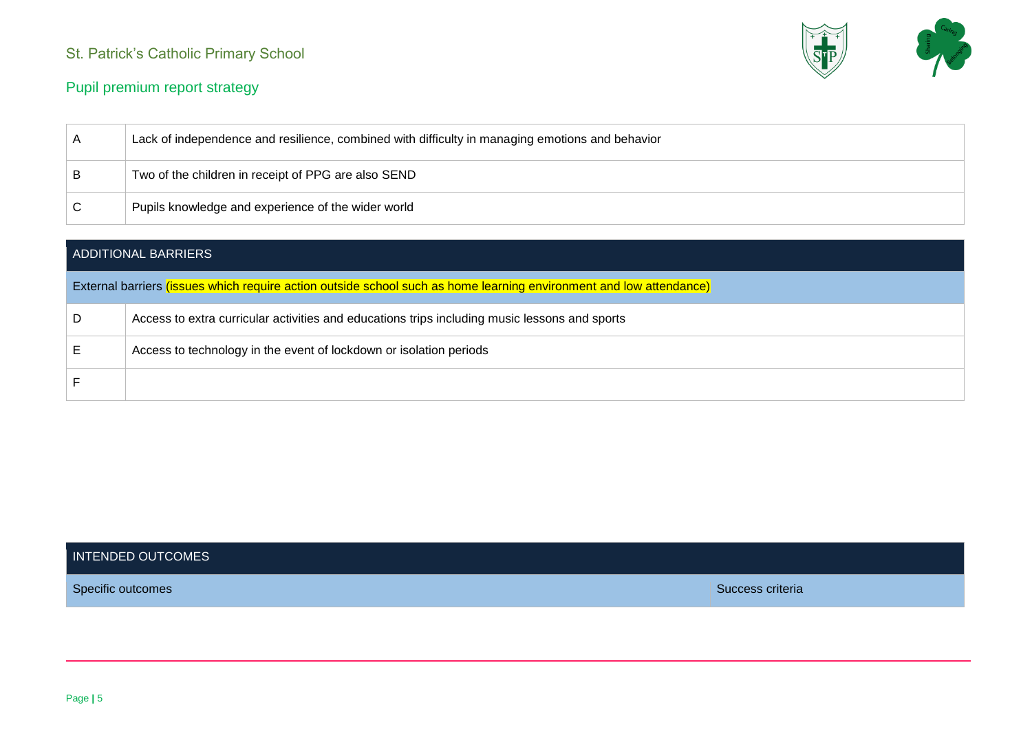| | |
|---|---|
| A | Lack of independence and resilience, combined with difficulty in managing emotions and behavior |
| B | Two of the children in receipt of PPG are also SEND |
| C | Pupils knowledge and experience of the wider world |

| ADDITIONAL BARRIERS | |
|---|---|
| External barriers (issues which require action outside school such as home learning environment and low attendance) | |
| D | Access to extra curricular activities and educations trips including music lessons and sports |
| E | Access to technology in the event of lockdown or isolation periods |
| F | |

| INTENDED OUTCOMES | |
|---|---|
| Specific outcomes | Success criteria |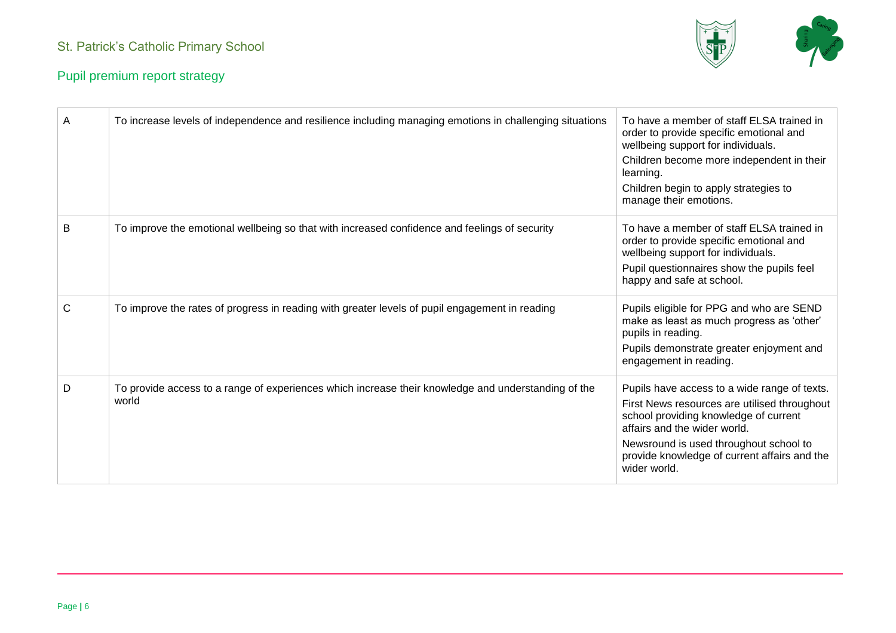| | | |
|---|---|---|
| A | To increase levels of independence and resilience including managing emotions in challenging situations | To have a member of staff ELSA trained in order to provide specific emotional and wellbeing support for individuals.<br>Children become more independent in their learning.<br>Children begin to apply strategies to manage their emotions. |
| B | To improve the emotional wellbeing so that with increased confidence and feelings of security | To have a member of staff ELSA trained in order to provide specific emotional and wellbeing support for individuals.<br>Pupil questionnaires show the pupils feel happy and safe at school. |
| C | To improve the rates of progress in reading with greater levels of pupil engagement in reading | Pupils eligible for PPG and who are SEND make as least as much progress as 'other' pupils in reading.<br>Pupils demonstrate greater enjoyment and engagement in reading. |
| D | To provide access to a range of experiences which increase their knowledge and understanding of the world | Pupils have access to a wide range of texts.<br>First News resources are utilised throughout school providing knowledge of current affairs and the wider world.<br>Newsround is used throughout school to provide knowledge of current affairs and the wider world. |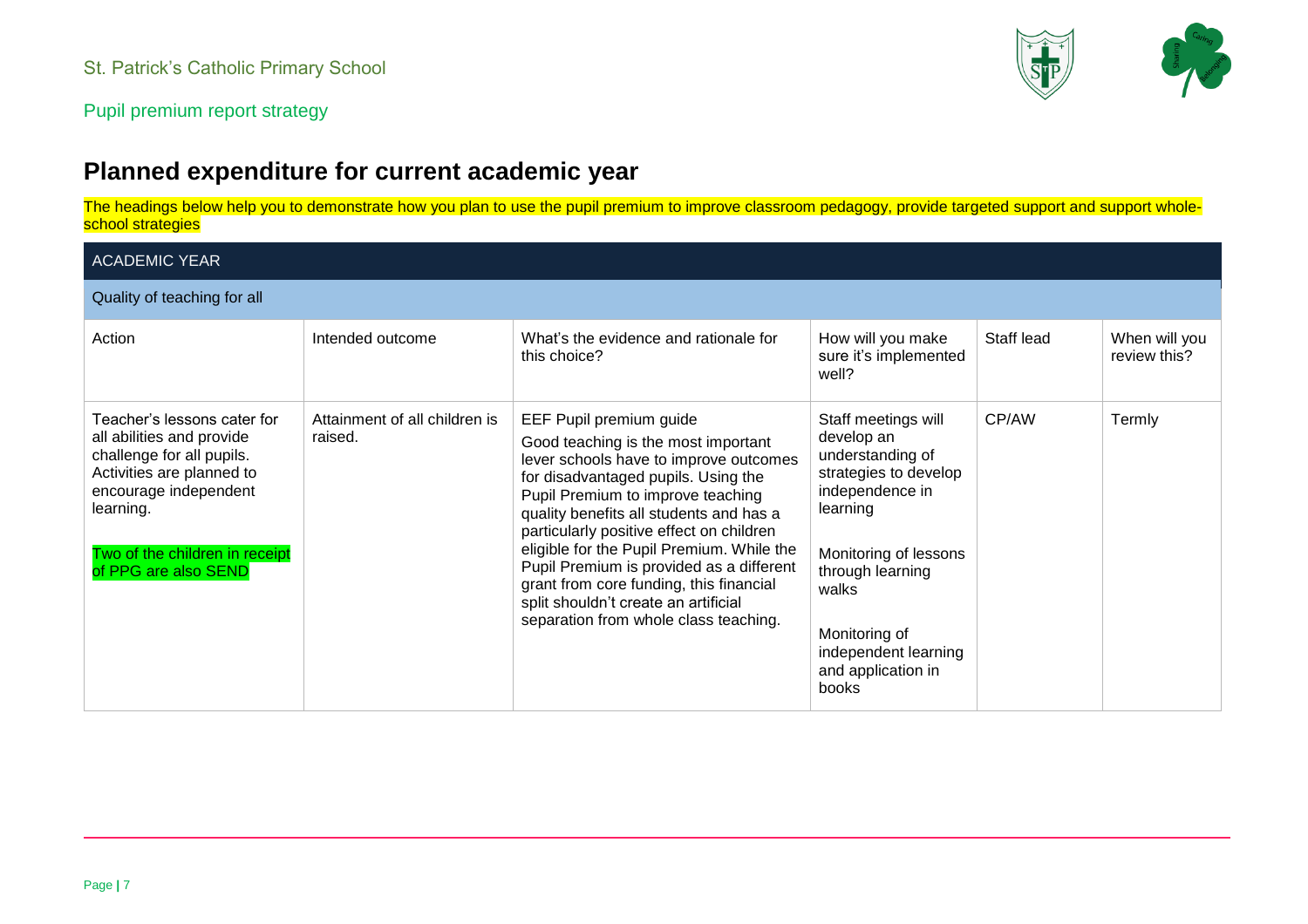# Planned expenditure for current academic year

The headings below help you to demonstrate how you plan to use the pupil premium to improve classroom pedagogy, provide targeted support and support whole-school strategies

| ACADEMIC YEAR | | | | | |
|---|---|---|---|---|---|
| **Quality of teaching for all** | | | | | |
| Action | Intended outcome | What's the evidence and rationale for this choice? | How will you make sure it's implemented well? | Staff lead | When will you review this? |
| Teacher's lessons cater for all abilities and provide challenge for all pupils. Activities are planned to encourage independent learning.<br><br>Two of the children in receipt of PPG are also SEND | Attainment of all children is raised. | EEF Pupil premium guide<br>Good teaching is the most important lever schools have to improve outcomes for disadvantaged pupils. Using the Pupil Premium to improve teaching quality benefits all students and has a particularly positive effect on children eligible for the Pupil Premium. While the Pupil Premium is provided as a different grant from core funding, this financial split shouldn't create an artificial separation from whole class teaching. | Staff meetings will develop an understanding of strategies to develop independence in learning<br><br>Monitoring of lessons through learning walks<br><br>Monitoring of independent learning and application in books | CP/AW | Termly |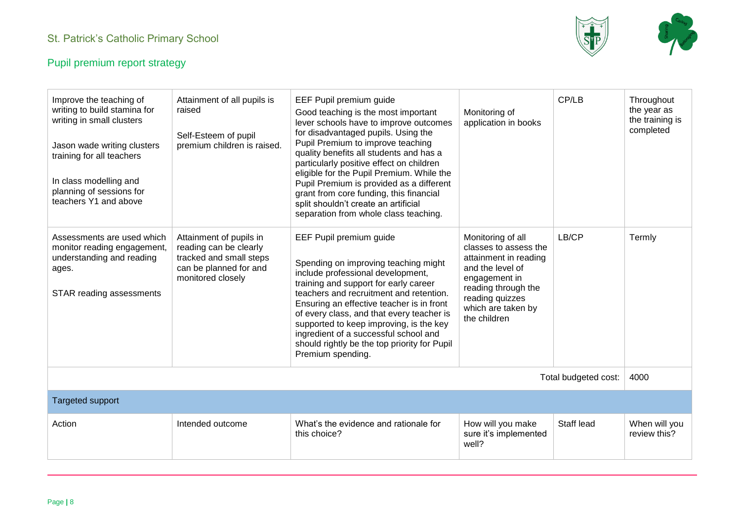| Improve the teaching of writing to build stamina for writing in small clusters<br><br>Jason wade writing clusters training for all teachers<br><br>In class modelling and planning of sessions for teachers Y1 and above | Attainment of all pupils is raised<br><br>Self-Esteem of pupil premium children is raised. | EEF Pupil premium guide<br>Good teaching is the most important lever schools have to improve outcomes for disadvantaged pupils. Using the Pupil Premium to improve teaching quality benefits all students and has a particularly positive effect on children eligible for the Pupil Premium. While the Pupil Premium is provided as a different grant from core funding, this financial split shouldn't create an artificial separation from whole class teaching. | Monitoring of application in books | CP/LB | Throughout the year as the training is completed |
|---|---|---|---|---|---|
| Assessments are used which monitor reading engagement, understanding and reading ages.<br><br>STAR reading assessments | Attainment of pupils in reading can be clearly tracked and small steps can be planned for and monitored closely | EEF Pupil premium guide<br><br>Spending on improving teaching might include professional development, training and support for early career teachers and recruitment and retention. Ensuring an effective teacher is in front of every class, and that every teacher is supported to keep improving, is the key ingredient of a successful school and should rightly be the top priority for Pupil Premium spending. | Monitoring of all classes to assess the attainment in reading and the level of engagement in reading through the reading quizzes which are taken by the children | LB/CP | Termly |
| | | | | Total budgeted cost: | 4000 |

**Targeted support**

| Action | Intended outcome | What's the evidence and rationale for this choice? | How will you make sure it's implemented well? | Staff lead | When will you review this? |
|---|---|---|---|---|---|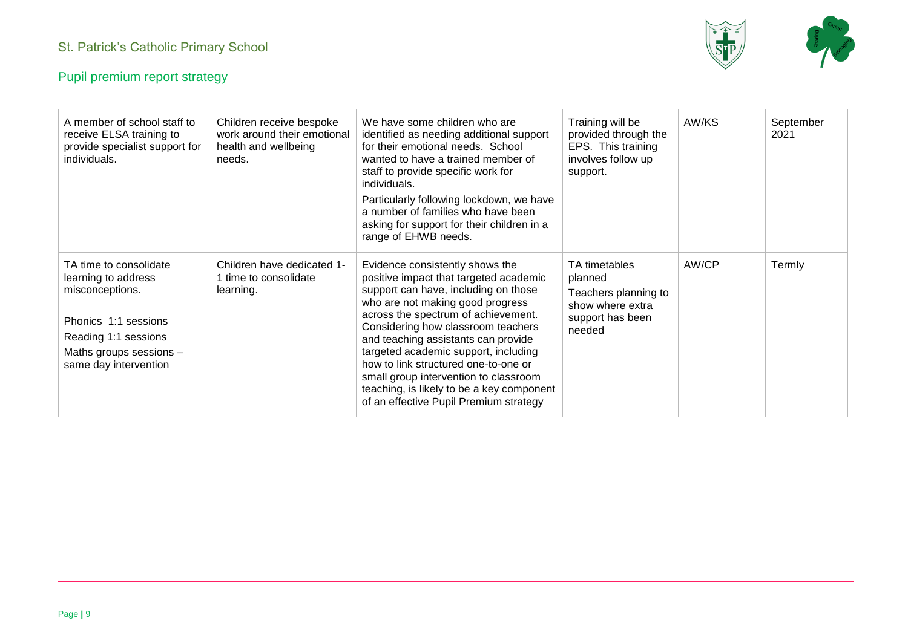| A member of school staff to receive ELSA training to provide specialist support for individuals. | Children receive bespoke work around their emotional health and wellbeing needs. | We have some children who are identified as needing additional support for their emotional needs. School wanted to have a trained member of staff to provide specific work for individuals.<br>Particularly following lockdown, we have a number of families who have been asking for support for their children in a range of EHWB needs. | Training will be provided through the EPS. This training involves follow up support. | AW/KS | September 2021 |
|---|---|---|---|---|---|
| TA time to consolidate learning to address misconceptions.<br>Phonics 1:1 sessions<br>Reading 1:1 sessions<br>Maths groups sessions – same day intervention | Children have dedicated 1-1 time to consolidate learning. | Evidence consistently shows the positive impact that targeted academic support can have, including on those who are not making good progress across the spectrum of achievement. Considering how classroom teachers and teaching assistants can provide targeted academic support, including how to link structured one-to-one or small group intervention to classroom teaching, is likely to be a key component of an effective Pupil Premium strategy | TA timetables planned<br>Teachers planning to show where extra support has been needed | AW/CP | Termly |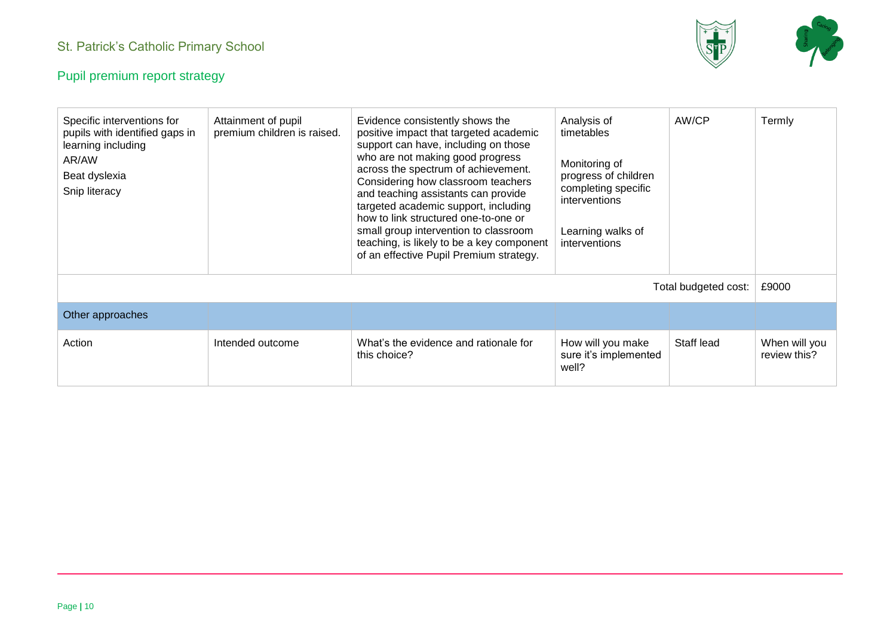| Specific interventions for pupils with identified gaps in learning including<br>AR/AW<br>Beat dyslexia<br>Snip literacy | Attainment of pupil premium children is raised. | Evidence consistently shows the positive impact that targeted academic support can have, including on those who are not making good progress across the spectrum of achievement. Considering how classroom teachers and teaching assistants can provide targeted academic support, including how to link structured one-to-one or small group intervention to classroom teaching, is likely to be a key component of an effective Pupil Premium strategy. | Analysis of timetables<br><br>Monitoring of progress of children completing specific interventions<br><br>Learning walks of interventions | AW/CP | Termly |
|---|---|---|---|---|---|
| | | | | Total budgeted cost: | £9000 |
| Other approaches | | | | | |
| Action | Intended outcome | What's the evidence and rationale for this choice? | How will you make sure it's implemented well? | Staff lead | When will you review this? |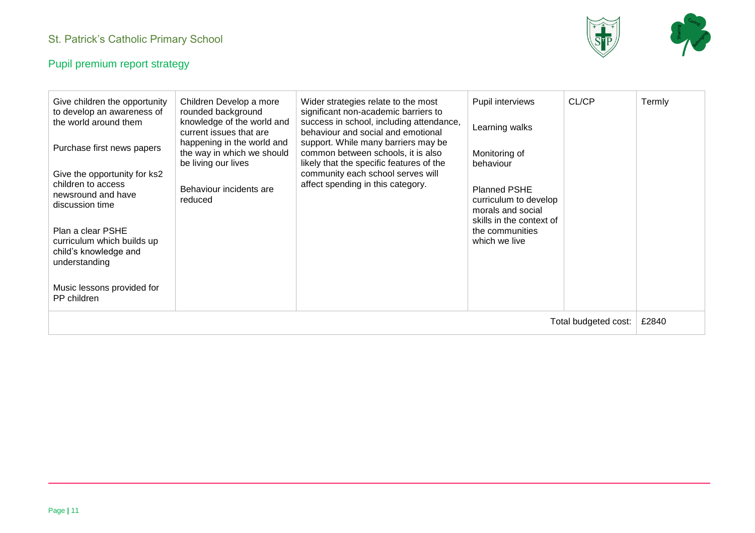| Give children the opportunity to develop an awareness of the world around them<br><br>Purchase first news papers<br><br>Give the opportunity for ks2 children to access newsround and have discussion time<br><br>Plan a clear PSHE curriculum which builds up child's knowledge and understanding<br><br>Music lessons provided for PP children | Children Develop a more rounded background knowledge of the world and current issues that are happening in the world and the way in which we should be living our lives<br><br>Behaviour incidents are reduced | Wider strategies relate to the most significant non-academic barriers to success in school, including attendance, behaviour and social and emotional support. While many barriers may be common between schools, it is also likely that the specific features of the community each school serves will affect spending in this category. | Pupil interviews<br><br>Learning walks<br><br>Monitoring of behaviour<br><br>Planned PSHE curriculum to develop morals and social skills in the context of the communities which we live | CL/CP | Termly |
|---|---|---|---|---|---|
| | | | | Total budgeted cost: | £2840 |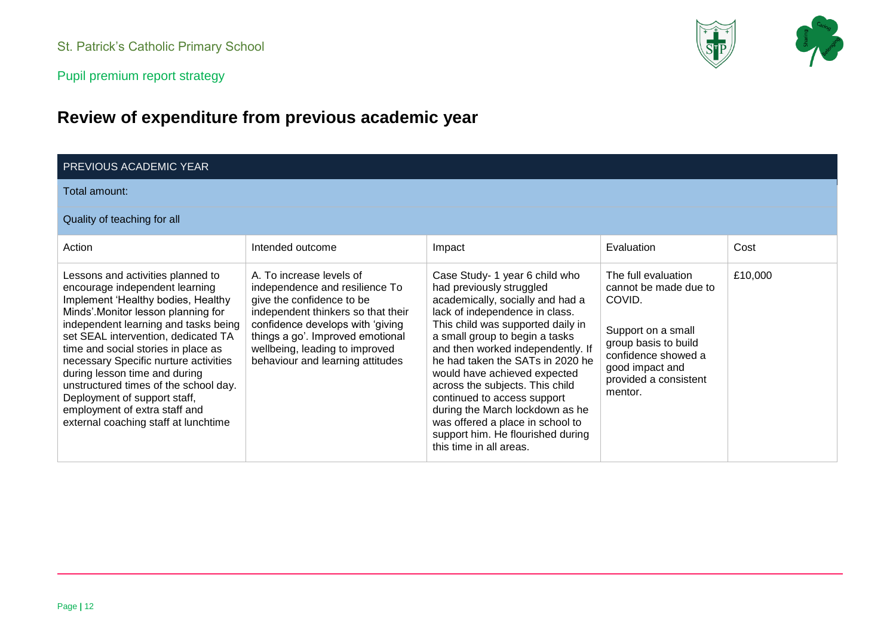## Review of expenditure from previous academic year

| PREVIOUS ACADEMIC YEAR | | | | |
|---|---|---|---|---|
| Total amount: | | | | |
| Quality of teaching for all | | | | |
| Action | Intended outcome | Impact | Evaluation | Cost |
| Lessons and activities planned to encourage independent learning Implement 'Healthy bodies, Healthy Minds'.Monitor lesson planning for independent learning and tasks being set SEAL intervention, dedicated TA time and social stories in place as necessary Specific nurture activities during lesson time and during unstructured times of the school day. Deployment of support staff, employment of extra staff and external coaching staff at lunchtime | A. To increase levels of independence and resilience To give the confidence to be independent thinkers so that their confidence develops with 'giving things a go'. Improved emotional wellbeing, leading to improved behaviour and learning attitudes | Case Study- 1 year 6 child who had previously struggled academically, socially and had a lack of independence in class. This child was supported daily in a small group to begin a tasks and then worked independently. If he had taken the SATs in 2020 he would have achieved expected across the subjects. This child continued to access support during the March lockdown as he was offered a place in school to support him. He flourished during this time in all areas. | The full evaluation cannot be made due to COVID.<br><br>Support on a small group basis to build confidence showed a good impact and provided a consistent mentor. | £10,000 |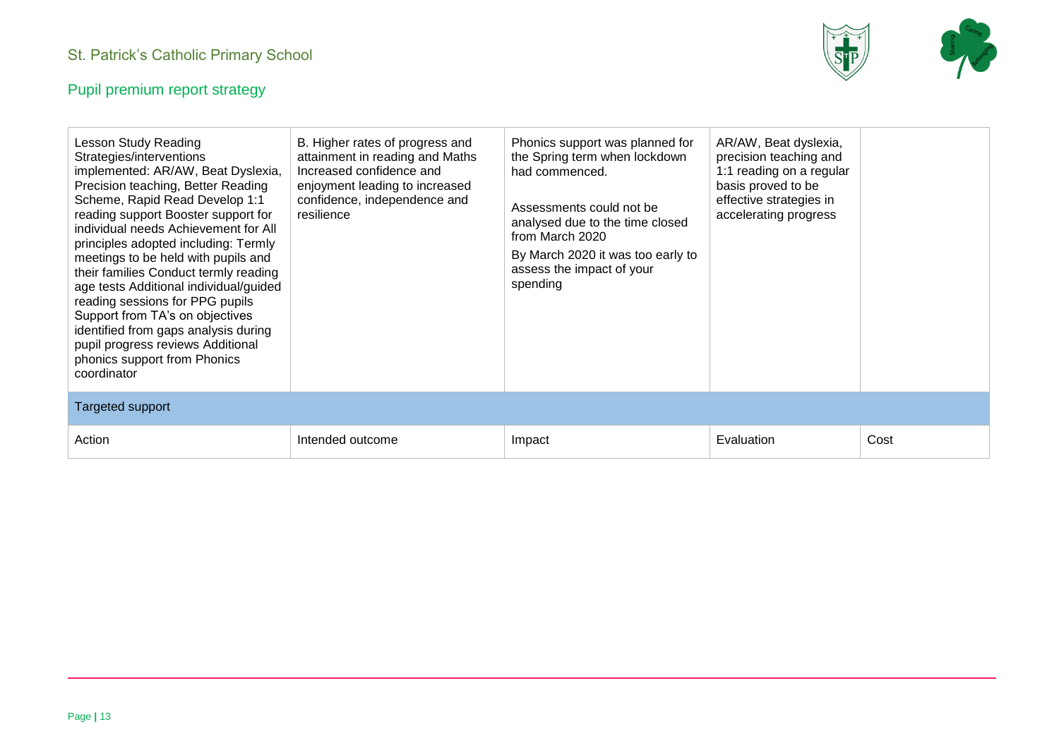| Lesson Study Reading Strategies/interventions implemented: AR/AW, Beat Dyslexia, Precision teaching, Better Reading Scheme, Rapid Read Develop 1:1 reading support Booster support for individual needs Achievement for All principles adopted including: Termly meetings to be held with pupils and their families Conduct termly reading age tests Additional individual/guided reading sessions for PPG pupils Support from TA's on objectives identified from gaps analysis during pupil progress reviews Additional phonics support from Phonics coordinator | B. Higher rates of progress and attainment in reading and Maths Increased confidence and enjoyment leading to increased confidence, independence and resilience | Phonics support was planned for the Spring term when lockdown had commenced.<br><br>Assessments could not be analysed due to the time closed from March 2020<br><br>By March 2020 it was too early to assess the impact of your spending | AR/AW, Beat dyslexia, precision teaching and 1:1 reading on a regular basis proved to be effective strategies in accelerating progress | |
|---|---|---|---|---|
| **Targeted support** | | | | |
| Action | Intended outcome | Impact | Evaluation | Cost |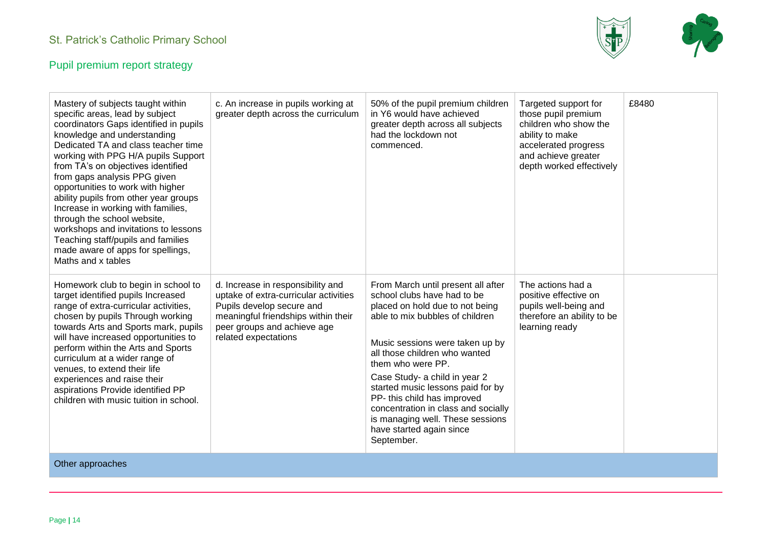| | | | | |
|---|---|---|---|---|
| Mastery of subjects taught within specific areas, lead by subject coordinators Gaps identified in pupils knowledge and understanding Dedicated TA and class teacher time working with PPG H/A pupils Support from TA's on objectives identified from gaps analysis PPG given opportunities to work with higher ability pupils from other year groups Increase in working with families, through the school website, workshops and invitations to lessons Teaching staff/pupils and families made aware of apps for spellings, Maths and x tables | c. An increase in pupils working at greater depth across the curriculum | 50% of the pupil premium children in Y6 would have achieved greater depth across all subjects had the lockdown not commenced. | Targeted support for those pupil premium children who show the ability to make accelerated progress and achieve greater depth worked effectively | £8480 |
| Homework club to begin in school to target identified pupils Increased range of extra-curricular activities, chosen by pupils Through working towards Arts and Sports mark, pupils will have increased opportunities to perform within the Arts and Sports curriculum at a wider range of venues, to extend their life experiences and raise their aspirations Provide identified PP children with music tuition in school. | d. Increase in responsibility and uptake of extra-curricular activities Pupils develop secure and meaningful friendships within their peer groups and achieve age related expectations | From March until present all after school clubs have had to be placed on hold due to not being able to mix bubbles of children<br><br>Music sessions were taken up by all those children who wanted them who were PP.<br><br>Case Study- a child in year 2 started music lessons paid for by PP- this child has improved concentration in class and socially is managing well. These sessions have started again since September. | The actions had a positive effective on pupils well-being and therefore an ability to be learning ready | |
| Other approaches | | | | |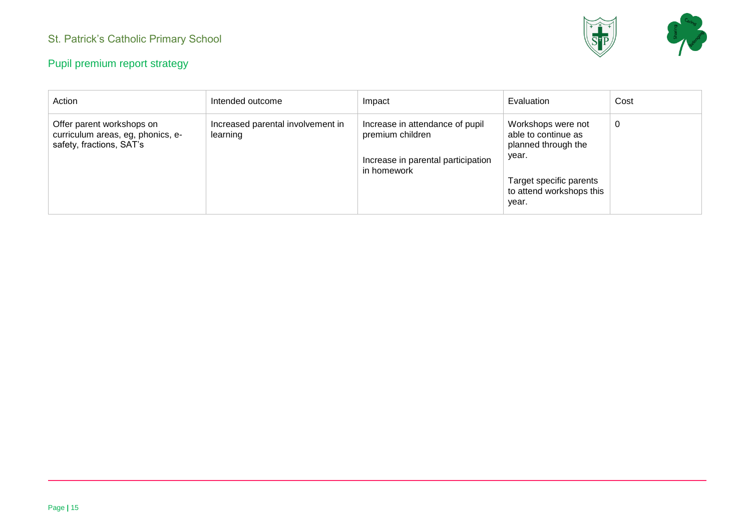| Action | Intended outcome | Impact | Evaluation | Cost |
|---|---|---|---|---|
| Offer parent workshops on curriculum areas, eg, phonics, e-safety, fractions, SAT's | Increased parental involvement in learning | Increase in attendance of pupil premium children<br><br>Increase in parental participation in homework | Workshops were not able to continue as planned through the year.<br><br>Target specific parents to attend workshops this year. | 0 |